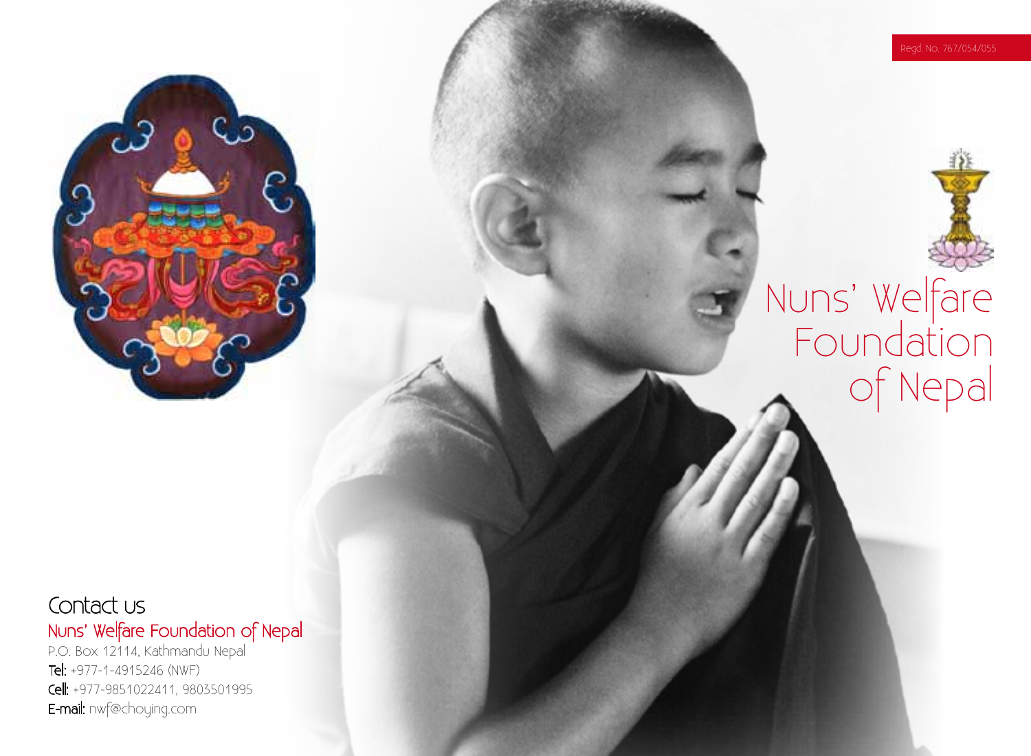Regd. No. 767/054/055

# Nuns' Welfare Foundation of Nepal

## Contact us

Nuns' Welfare Foundation of Nepal
P.O. Box 12114, Kathmandu Nepal
**Tel:** +977-1-4915246 (NWF)
**Cell:** +977-9851022411, 9803501995
**E-mail:** nwf@choying.com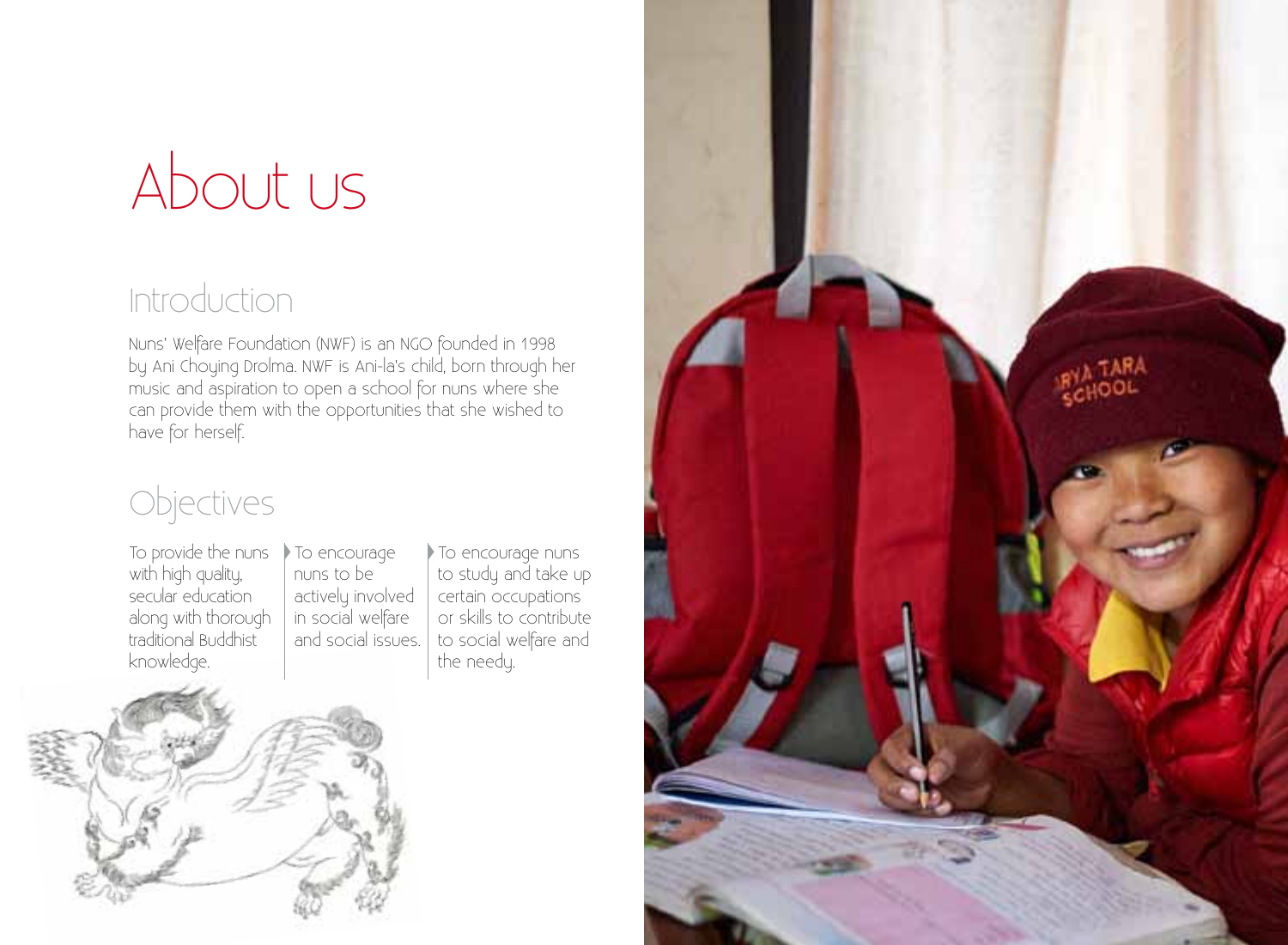# About us

## Introduction

Nuns' Welfare Foundation (NWF) is an NGO founded in 1998 by Ani Choying Drolma. NWF is Ani-la's child, born through her music and aspiration to open a school for nuns where she can provide them with the opportunities that she wished to have for herself.

## Objectives

- To provide the nuns with high quality, secular education along with thorough traditional Buddhist knowledge.
- To encourage nuns to be actively involved in social welfare and social issues.
- To encourage nuns to study and take up certain occupations or skills to contribute to social welfare and the needy.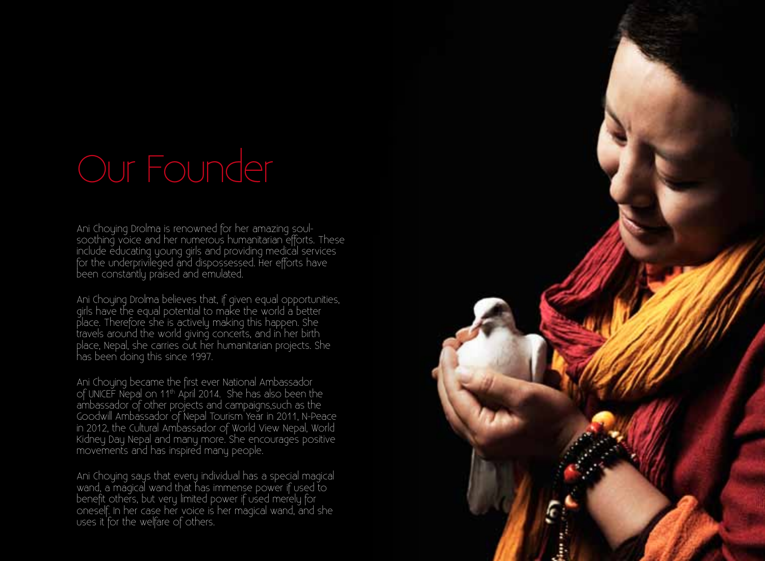# Our Founder

Ani Choying Drolma is renowned for her amazing soul-soothing voice and her numerous humanitarian efforts. These include educating young girls and providing medical services for the underprivileged and dispossessed. Her efforts have been constantly praised and emulated.

Ani Choying Drolma believes that, if given equal opportunities, girls have the equal potential to make the world a better place. Therefore she is actively making this happen. She travels around the world giving concerts, and in her birth place, Nepal, she carries out her humanitarian projects. She has been doing this since 1997.

Ani Choying became the first ever National Ambassador of UNICEF Nepal on 11th April 2014. She has also been the ambassador of other projects and campaigns,such as the Goodwill Ambassador of Nepal Tourism Year in 2011, N-Peace in 2012, the Cultural Ambassador of World View Nepal, World Kidney Day Nepal and many more. She encourages positive movements and has inspired many people.

Ani Choying says that every individual has a special magical wand, a magical wand that has immense power if used to benefit others, but very limited power if used merely for oneself. In her case her voice is her magical wand, and she uses it for the welfare of others.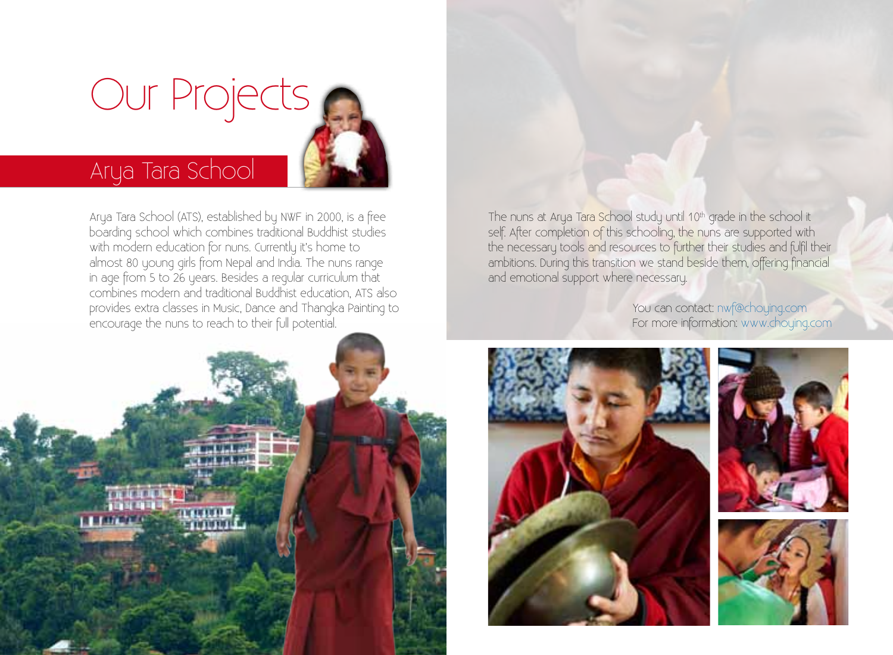# Our Projects

## Arya Tara School

Arya Tara School (ATS), established by NWF in 2000, is a free boarding school which combines traditional Buddhist studies with modern education for nuns. Currently it's home to almost 80 young girls from Nepal and India. The nuns range in age from 5 to 26 years. Besides a regular curriculum that combines modern and traditional Buddhist education, ATS also provides extra classes in Music, Dance and Thangka Painting to encourage the nuns to reach to their full potential.

The nuns at Arya Tara School study until 10th grade in the school it self. After completion of this schooling, the nuns are supported with the necessary tools and resources to further their studies and fulfil their ambitions. During this transition we stand beside them, offering financial and emotional support where necessary.

You can contact: nwf@choying.com
For more information: www.choying.com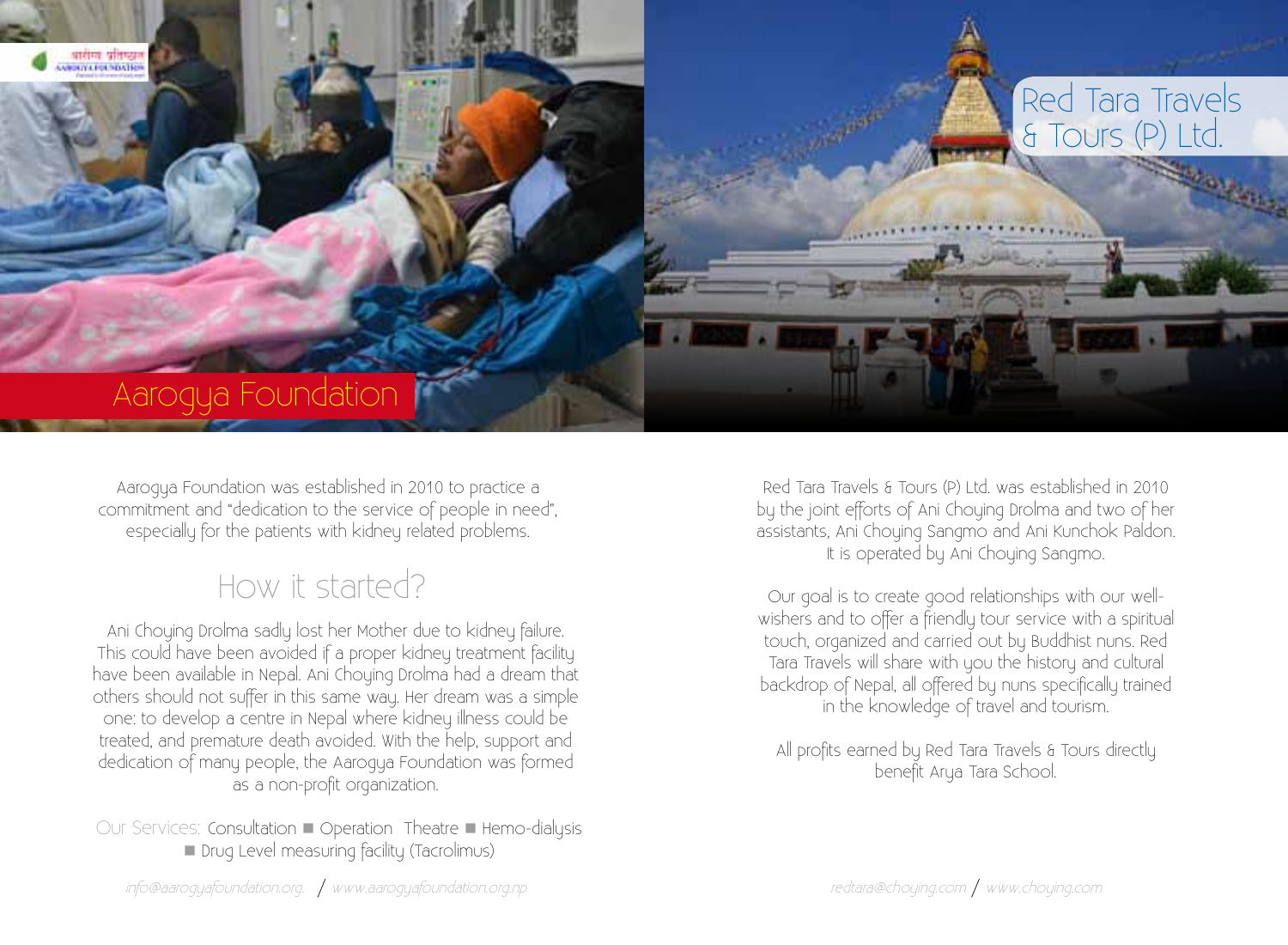# Aarogya Foundation

Aarogya Foundation was established in 2010 to practice a commitment and "dedication to the service of people in need", especially for the patients with kidney related problems.

## How it started?

Ani Choying Drolma sadly lost her Mother due to kidney failure. This could have been avoided if a proper kidney treatment facility have been available in Nepal. Ani Choying Drolma had a dream that others should not suffer in this same way. Her dream was a simple one: to develop a centre in Nepal where kidney illness could be treated, and premature death avoided. With the help, support and dedication of many people, the Aarogya Foundation was formed as a non-profit organization.

Our Services: Consultation ■ Operation Theatre ■ Hemo-dialysis ■ Drug Level measuring facility (Tacrolimus)

*info@aarogyafoundation.org / www.aarogyafoundation.org.np*

# Red Tara Travels & Tours (P) Ltd.

Red Tara Travels & Tours (P) Ltd. was established in 2010 by the joint efforts of Ani Choying Drolma and two of her assistants, Ani Choying Sangmo and Ani Kunchok Paldon. It is operated by Ani Choying Sangmo.

Our goal is to create good relationships with our well-wishers and to offer a friendly tour service with a spiritual touch, organized and carried out by Buddhist nuns. Red Tara Travels will share with you the history and cultural backdrop of Nepal, all offered by nuns specifically trained in the knowledge of travel and tourism.

All profits earned by Red Tara Travels & Tours directly benefit Arya Tara School.

*redtara@choying.com / www.choying.com*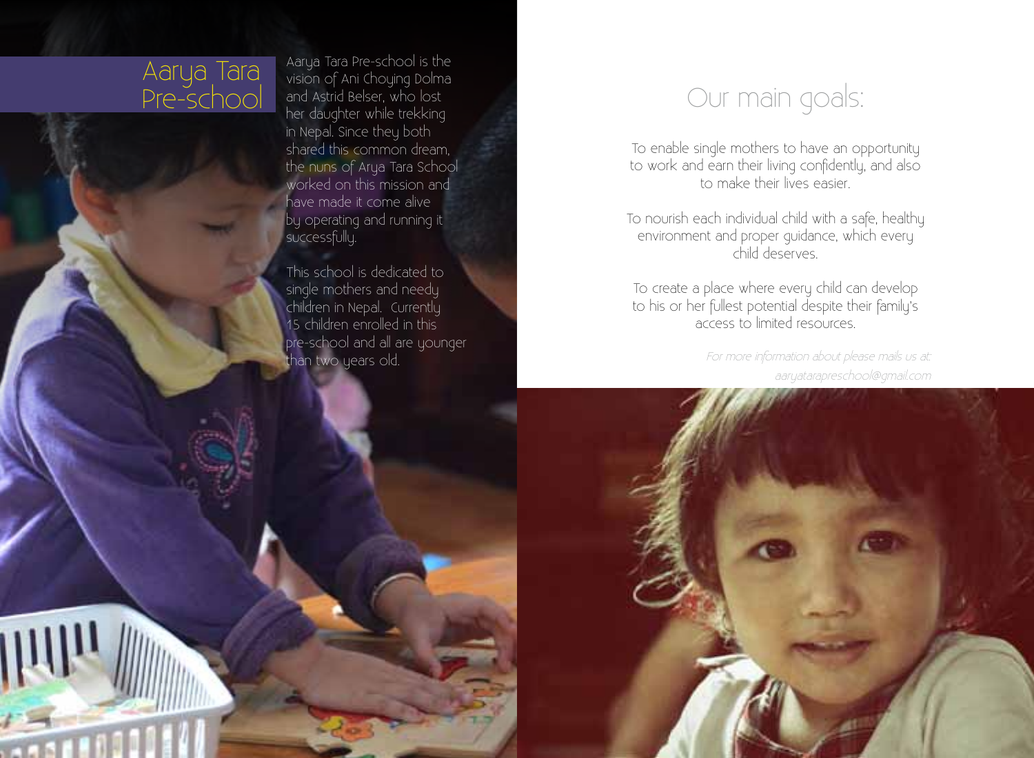# Aarya Tara Pre-school

Aarya Tara Pre-school is the vision of Ani Choying Dolma and Astrid Belser, who lost her daughter while trekking in Nepal. Since they both shared this common dream, the nuns of Arya Tara School worked on this mission and have made it come alive by operating and running it successfully.

This school is dedicated to single mothers and needy children in Nepal. Currently 15 children enrolled in this pre-school and all are younger than two years old.

## Our main goals:

To enable single mothers to have an opportunity to work and earn their living confidently, and also to make their lives easier.

To nourish each individual child with a safe, healthy environment and proper guidance, which every child deserves.

To create a place where every child can develop to his or her fullest potential despite their family's access to limited resources.

*For more information about please mails us at: aaryatarapreschool@gmail.com*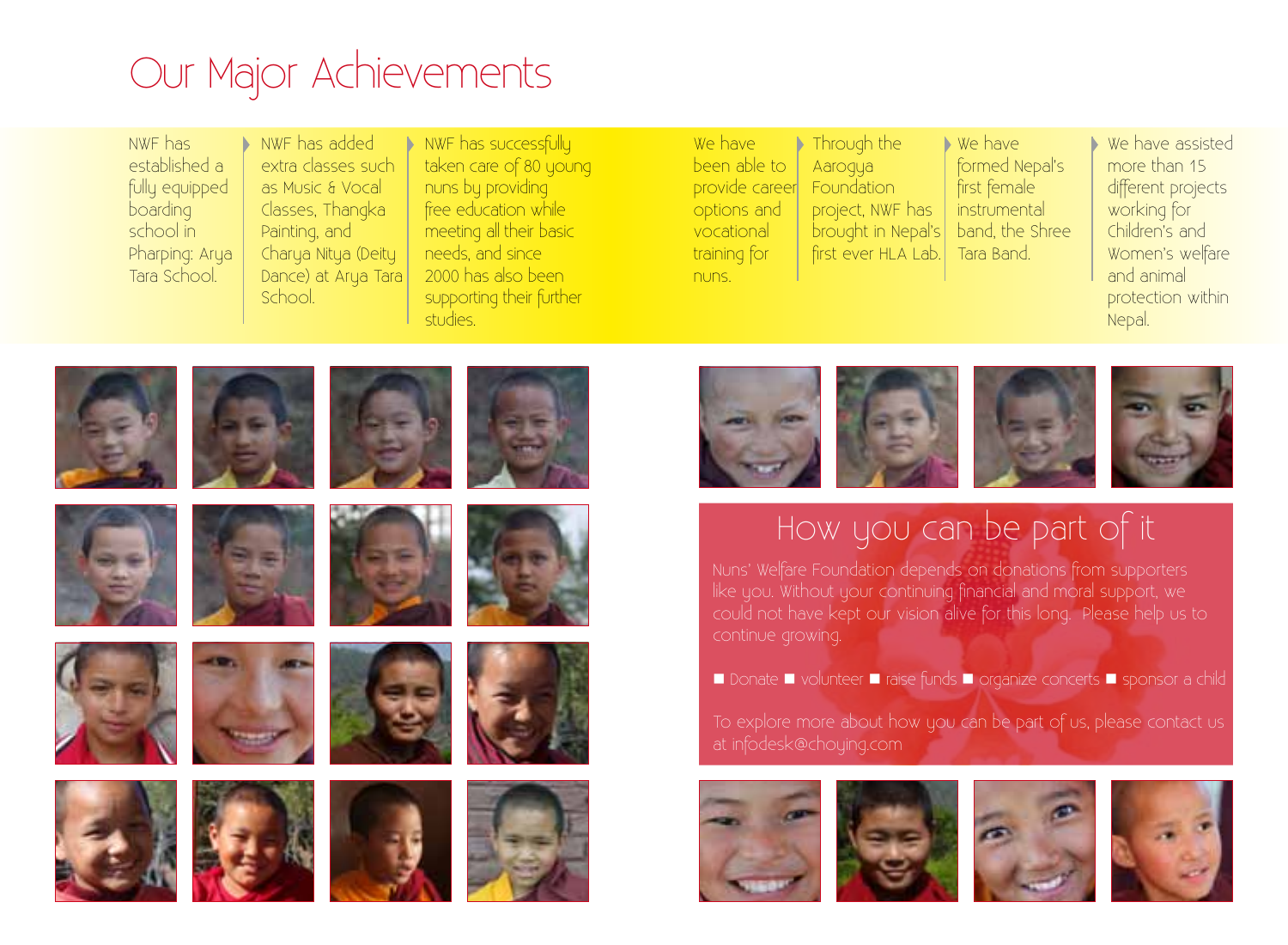# Our Major Achievements

- NWF has established a fully equipped boarding school in Pharping: Arya Tara School.
- NWF has added extra classes such as Music & Vocal Classes, Thangka Painting, and Charya Nitya (Deity Dance) at Arya Tara School.
- NWF has successfully taken care of 80 young nuns by providing free education while meeting all their basic needs, and since 2000 has also been supporting their further studies.
- We have been able to provide career options and vocational training for nuns.
- Through the Aarogya Foundation project, NWF has brought in Nepal's first ever HLA Lab.
- We have formed Nepal's first female instrumental band, the Shree Tara Band.
- We have assisted more than 15 different projects working for Children's and Women's welfare and animal protection within Nepal.

## How you can be part of it

Nuns' Welfare Foundation depends on donations from supporters like you. Without your continuing financial and moral support, we could not have kept our vision alive for this long. Please help us to continue growing.

■ Donate ■ volunteer ■ raise funds ■ organize concerts ■ sponsor a child

To explore more about how you can be part of us, please contact us at infodesk@choying.com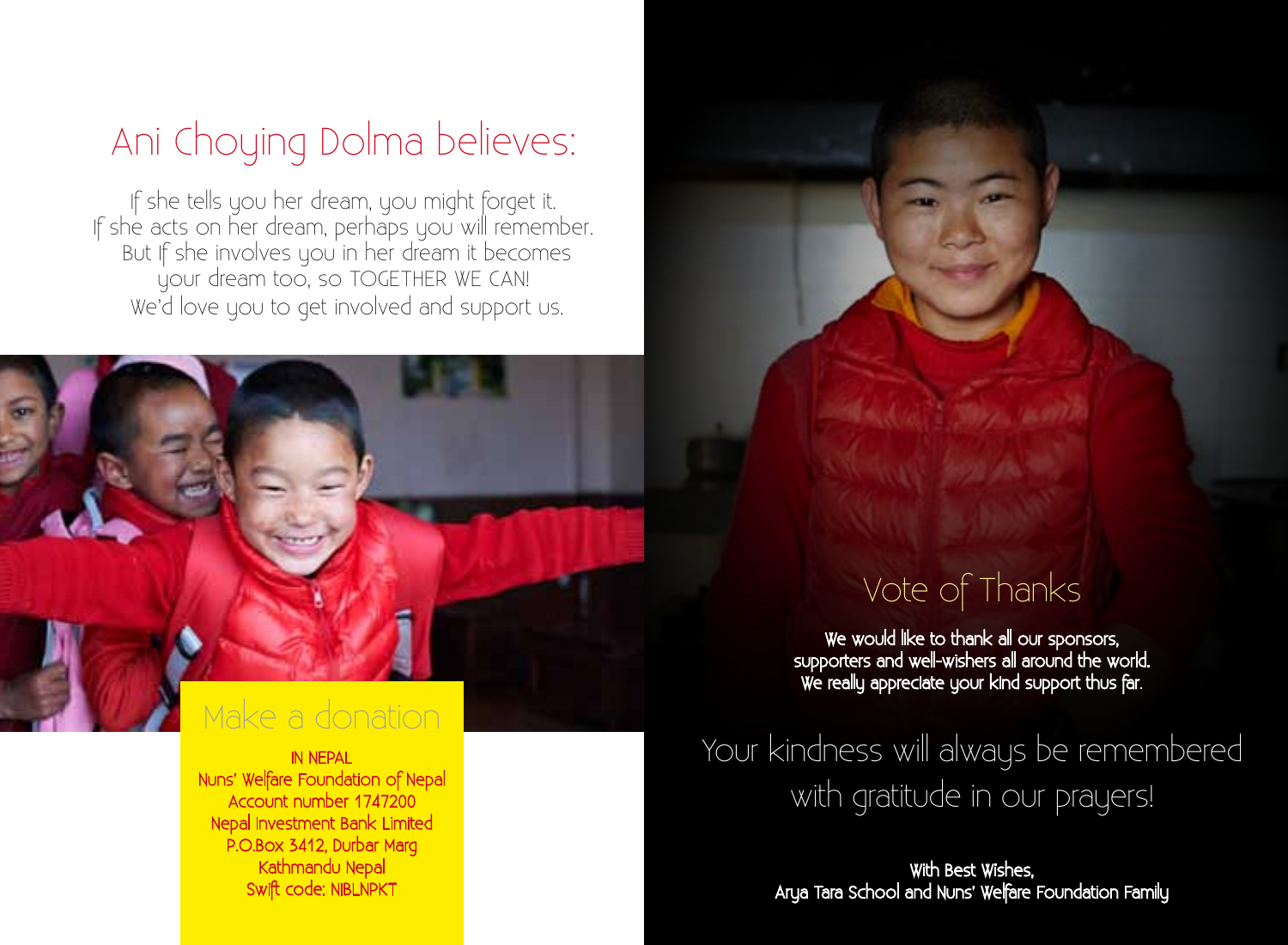## Ani Choying Dolma believes:

If she tells you her dream, you might forget it.
If she acts on her dream, perhaps you will remember.
But If she involves you in her dream it becomes your dream too, so TOGETHER WE CAN!
We'd love you to get involved and support us.

### Make a donation

IN NEPAL
Nuns' Welfare Foundation of Nepal
Account number 1747200
Nepal Investment Bank Limited
P.O.Box 3412, Durbar Marg
Kathmandu Nepal
Swift code: NIBLNPKT

## Vote of Thanks

We would like to thank all our sponsors, supporters and well-wishers all around the world. We really appreciate your kind support thus far.

Your kindness will always be remembered with gratitude in our prayers!

With Best Wishes,
Arya Tara School and Nuns' Welfare Foundation Family